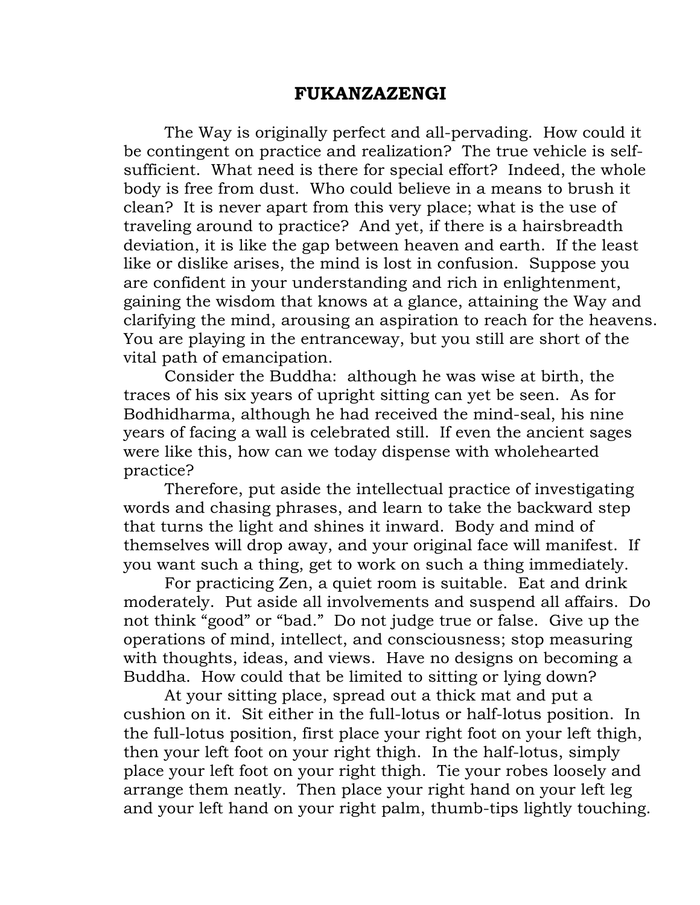# FUKANZAZENGI

The Way is originally perfect and all-pervading. How could it be contingent on practice and realization? The true vehicle is self-sufficient. What need is there for special effort? Indeed, the whole body is free from dust. Who could believe in a means to brush it clean? It is never apart from this very place; what is the use of traveling around to practice? And yet, if there is a hairsbreadth deviation, it is like the gap between heaven and earth. If the least like or dislike arises, the mind is lost in confusion. Suppose you are confident in your understanding and rich in enlightenment, gaining the wisdom that knows at a glance, attaining the Way and clarifying the mind, arousing an aspiration to reach for the heavens. You are playing in the entranceway, but you still are short of the vital path of emancipation.

Consider the Buddha: although he was wise at birth, the traces of his six years of upright sitting can yet be seen. As for Bodhidharma, although he had received the mind-seal, his nine years of facing a wall is celebrated still. If even the ancient sages were like this, how can we today dispense with wholehearted practice?

Therefore, put aside the intellectual practice of investigating words and chasing phrases, and learn to take the backward step that turns the light and shines it inward. Body and mind of themselves will drop away, and your original face will manifest. If you want such a thing, get to work on such a thing immediately.

For practicing Zen, a quiet room is suitable. Eat and drink moderately. Put aside all involvements and suspend all affairs. Do not think "good" or "bad." Do not judge true or false. Give up the operations of mind, intellect, and consciousness; stop measuring with thoughts, ideas, and views. Have no designs on becoming a Buddha. How could that be limited to sitting or lying down?

At your sitting place, spread out a thick mat and put a cushion on it. Sit either in the full-lotus or half-lotus position. In the full-lotus position, first place your right foot on your left thigh, then your left foot on your right thigh. In the half-lotus, simply place your left foot on your right thigh. Tie your robes loosely and arrange them neatly. Then place your right hand on your left leg and your left hand on your right palm, thumb-tips lightly touching.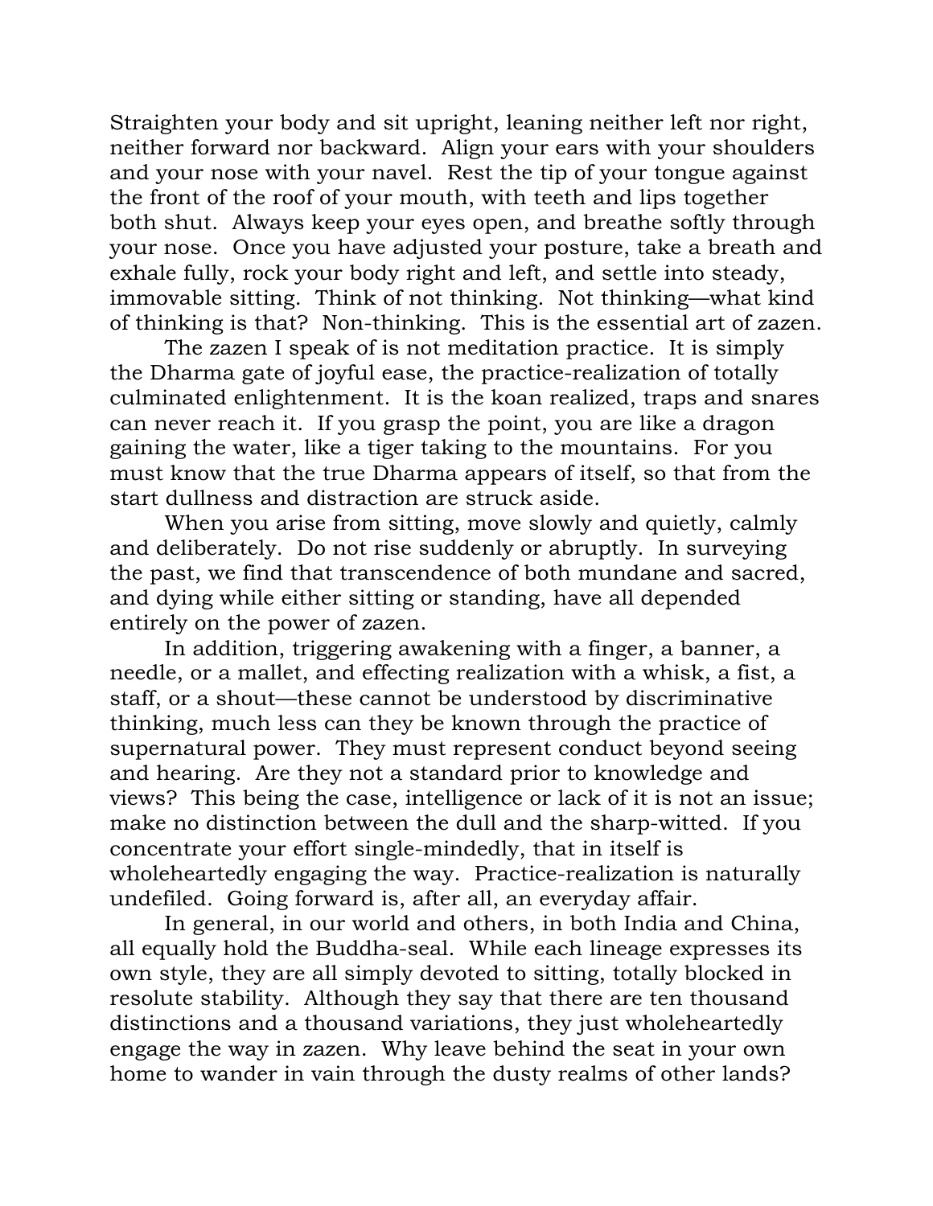Straighten your body and sit upright, leaning neither left nor right, neither forward nor backward. Align your ears with your shoulders and your nose with your navel. Rest the tip of your tongue against the front of the roof of your mouth, with teeth and lips together both shut. Always keep your eyes open, and breathe softly through your nose. Once you have adjusted your posture, take a breath and exhale fully, rock your body right and left, and settle into steady, immovable sitting. Think of not thinking. Not thinking—what kind of thinking is that? Non-thinking. This is the essential art of zazen.

The zazen I speak of is not meditation practice. It is simply the Dharma gate of joyful ease, the practice-realization of totally culminated enlightenment. It is the koan realized, traps and snares can never reach it. If you grasp the point, you are like a dragon gaining the water, like a tiger taking to the mountains. For you must know that the true Dharma appears of itself, so that from the start dullness and distraction are struck aside.

When you arise from sitting, move slowly and quietly, calmly and deliberately. Do not rise suddenly or abruptly. In surveying the past, we find that transcendence of both mundane and sacred, and dying while either sitting or standing, have all depended entirely on the power of zazen.

In addition, triggering awakening with a finger, a banner, a needle, or a mallet, and effecting realization with a whisk, a fist, a staff, or a shout—these cannot be understood by discriminative thinking, much less can they be known through the practice of supernatural power. They must represent conduct beyond seeing and hearing. Are they not a standard prior to knowledge and views? This being the case, intelligence or lack of it is not an issue; make no distinction between the dull and the sharp-witted. If you concentrate your effort single-mindedly, that in itself is wholeheartedly engaging the way. Practice-realization is naturally undefiled. Going forward is, after all, an everyday affair.

In general, in our world and others, in both India and China, all equally hold the Buddha-seal. While each lineage expresses its own style, they are all simply devoted to sitting, totally blocked in resolute stability. Although they say that there are ten thousand distinctions and a thousand variations, they just wholeheartedly engage the way in zazen. Why leave behind the seat in your own home to wander in vain through the dusty realms of other lands?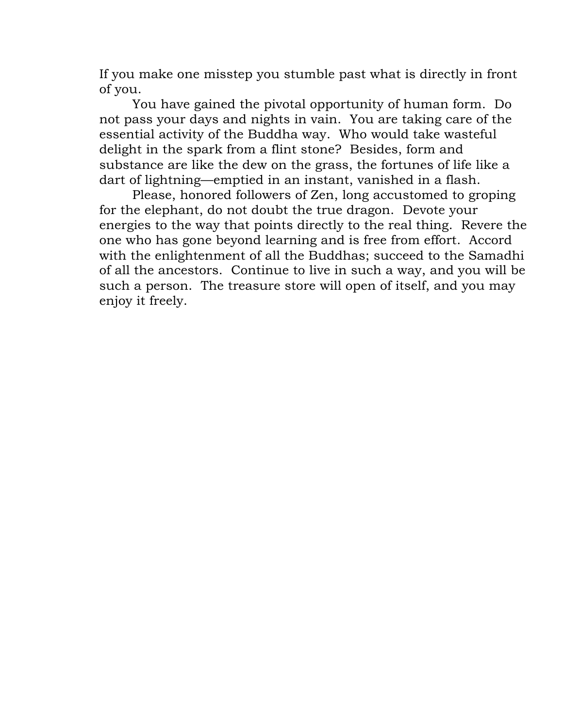If you make one misstep you stumble past what is directly in front of you.

You have gained the pivotal opportunity of human form. Do not pass your days and nights in vain. You are taking care of the essential activity of the Buddha way. Who would take wasteful delight in the spark from a flint stone? Besides, form and substance are like the dew on the grass, the fortunes of life like a dart of lightning—emptied in an instant, vanished in a flash.

Please, honored followers of Zen, long accustomed to groping for the elephant, do not doubt the true dragon. Devote your energies to the way that points directly to the real thing. Revere the one who has gone beyond learning and is free from effort. Accord with the enlightenment of all the Buddhas; succeed to the Samadhi of all the ancestors. Continue to live in such a way, and you will be such a person. The treasure store will open of itself, and you may enjoy it freely.